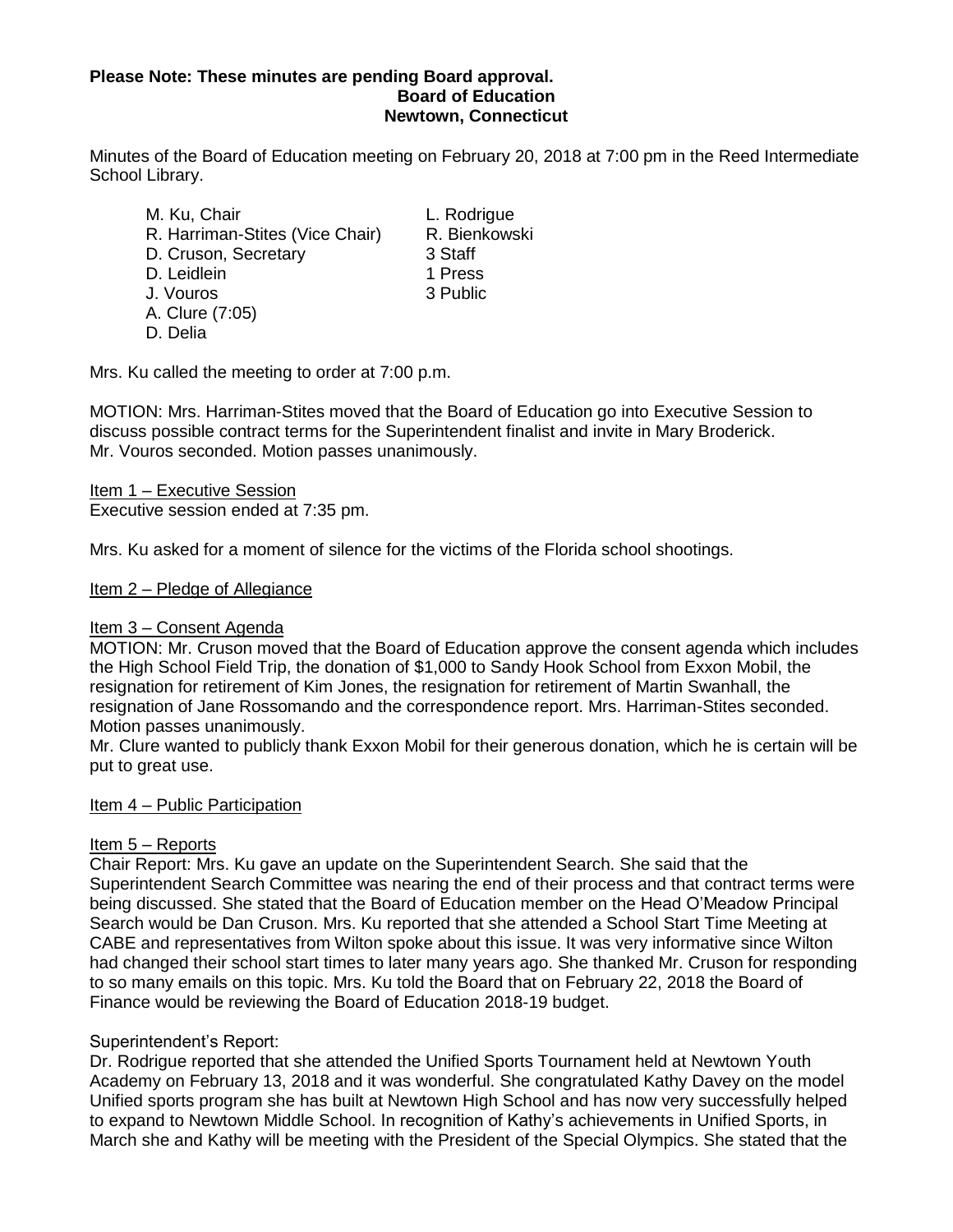**Please Note: These minutes are pending Board approval.**

**Board of Education**

**Newtown, Connecticut**

Minutes of the Board of Education meeting on February 20, 2018 at 7:00 pm in the Reed Intermediate School Library.

| | |
|---|---|
| M. Ku, Chair | L. Rodrigue |
| R. Harriman-Stites (Vice Chair) | R. Bienkowski |
| D. Cruson, Secretary | 3 Staff |
| D. Leidlein | 1 Press |
| J. Vouros | 3 Public |
| A. Clure (7:05) | |
| D. Delia | |

Mrs. Ku called the meeting to order at 7:00 p.m.

MOTION: Mrs. Harriman-Stites moved that the Board of Education go into Executive Session to discuss possible contract terms for the Superintendent finalist and invite in Mary Broderick. Mr. Vouros seconded. Motion passes unanimously.

Item 1 – Executive Session

Executive session ended at 7:35 pm.

Mrs. Ku asked for a moment of silence for the victims of the Florida school shootings.

Item 2 – Pledge of Allegiance

Item 3 – Consent Agenda

MOTION: Mr. Cruson moved that the Board of Education approve the consent agenda which includes the High School Field Trip, the donation of $1,000 to Sandy Hook School from Exxon Mobil, the resignation for retirement of Kim Jones, the resignation for retirement of Martin Swanhall, the resignation of Jane Rossomando and the correspondence report. Mrs. Harriman-Stites seconded. Motion passes unanimously.

Mr. Clure wanted to publicly thank Exxon Mobil for their generous donation, which he is certain will be put to great use.

Item 4 – Public Participation

Item 5 – Reports

Chair Report: Mrs. Ku gave an update on the Superintendent Search. She said that the Superintendent Search Committee was nearing the end of their process and that contract terms were being discussed. She stated that the Board of Education member on the Head O'Meadow Principal Search would be Dan Cruson. Mrs. Ku reported that she attended a School Start Time Meeting at CABE and representatives from Wilton spoke about this issue. It was very informative since Wilton had changed their school start times to later many years ago. She thanked Mr. Cruson for responding to so many emails on this topic. Mrs. Ku told the Board that on February 22, 2018 the Board of Finance would be reviewing the Board of Education 2018-19 budget.

Superintendent's Report:

Dr. Rodrigue reported that she attended the Unified Sports Tournament held at Newtown Youth Academy on February 13, 2018 and it was wonderful. She congratulated Kathy Davey on the model Unified sports program she has built at Newtown High School and has now very successfully helped to expand to Newtown Middle School. In recognition of Kathy's achievements in Unified Sports, in March she and Kathy will be meeting with the President of the Special Olympics. She stated that the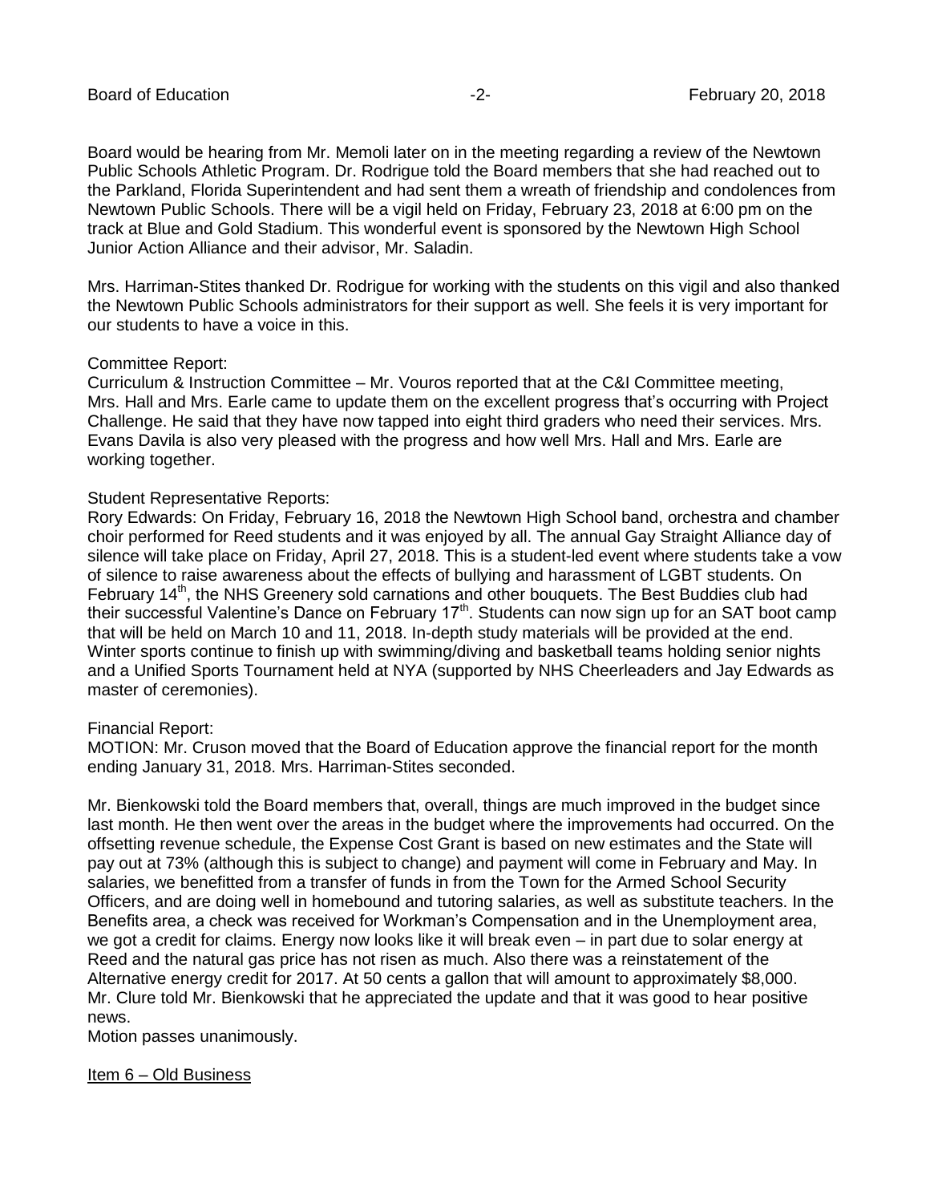Board would be hearing from Mr. Memoli later on in the meeting regarding a review of the Newtown Public Schools Athletic Program. Dr. Rodrigue told the Board members that she had reached out to the Parkland, Florida Superintendent and had sent them a wreath of friendship and condolences from Newtown Public Schools. There will be a vigil held on Friday, February 23, 2018 at 6:00 pm on the track at Blue and Gold Stadium. This wonderful event is sponsored by the Newtown High School Junior Action Alliance and their advisor, Mr. Saladin.

Mrs. Harriman-Stites thanked Dr. Rodrigue for working with the students on this vigil and also thanked the Newtown Public Schools administrators for their support as well. She feels it is very important for our students to have a voice in this.

Committee Report:
Curriculum & Instruction Committee – Mr. Vouros reported that at the C&I Committee meeting, Mrs. Hall and Mrs. Earle came to update them on the excellent progress that's occurring with Project Challenge. He said that they have now tapped into eight third graders who need their services. Mrs. Evans Davila is also very pleased with the progress and how well Mrs. Hall and Mrs. Earle are working together.

Student Representative Reports:
Rory Edwards: On Friday, February 16, 2018 the Newtown High School band, orchestra and chamber choir performed for Reed students and it was enjoyed by all. The annual Gay Straight Alliance day of silence will take place on Friday, April 27, 2018. This is a student-led event where students take a vow of silence to raise awareness about the effects of bullying and harassment of LGBT students. On February 14th, the NHS Greenery sold carnations and other bouquets. The Best Buddies club had their successful Valentine's Dance on February 17th. Students can now sign up for an SAT boot camp that will be held on March 10 and 11, 2018. In-depth study materials will be provided at the end. Winter sports continue to finish up with swimming/diving and basketball teams holding senior nights and a Unified Sports Tournament held at NYA (supported by NHS Cheerleaders and Jay Edwards as master of ceremonies).

Financial Report:
MOTION: Mr. Cruson moved that the Board of Education approve the financial report for the month ending January 31, 2018. Mrs. Harriman-Stites seconded.

Mr. Bienkowski told the Board members that, overall, things are much improved in the budget since last month. He then went over the areas in the budget where the improvements had occurred. On the offsetting revenue schedule, the Expense Cost Grant is based on new estimates and the State will pay out at 73% (although this is subject to change) and payment will come in February and May. In salaries, we benefitted from a transfer of funds in from the Town for the Armed School Security Officers, and are doing well in homebound and tutoring salaries, as well as substitute teachers. In the Benefits area, a check was received for Workman's Compensation and in the Unemployment area, we got a credit for claims. Energy now looks like it will break even – in part due to solar energy at Reed and the natural gas price has not risen as much. Also there was a reinstatement of the Alternative energy credit for 2017. At 50 cents a gallon that will amount to approximately $8,000. Mr. Clure told Mr. Bienkowski that he appreciated the update and that it was good to hear positive news.
Motion passes unanimously.

Item 6 – Old Business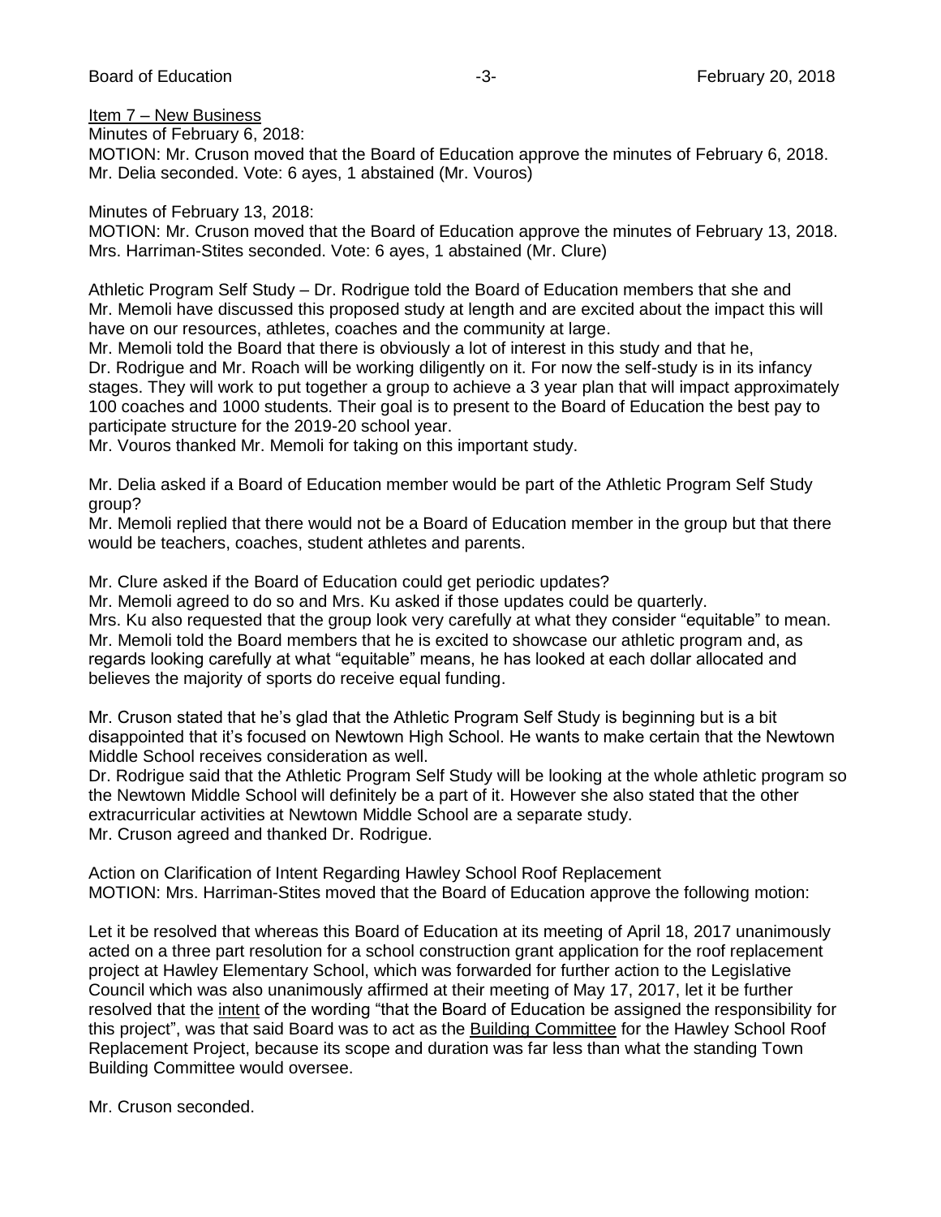Item 7 – New Business

Minutes of February 6, 2018:

MOTION: Mr. Cruson moved that the Board of Education approve the minutes of February 6, 2018. Mr. Delia seconded. Vote: 6 ayes, 1 abstained (Mr. Vouros)

Minutes of February 13, 2018:

MOTION: Mr. Cruson moved that the Board of Education approve the minutes of February 13, 2018. Mrs. Harriman-Stites seconded. Vote: 6 ayes, 1 abstained (Mr. Clure)

Athletic Program Self Study – Dr. Rodrigue told the Board of Education members that she and Mr. Memoli have discussed this proposed study at length and are excited about the impact this will have on our resources, athletes, coaches and the community at large.

Mr. Memoli told the Board that there is obviously a lot of interest in this study and that he, Dr. Rodrigue and Mr. Roach will be working diligently on it. For now the self-study is in its infancy stages. They will work to put together a group to achieve a 3 year plan that will impact approximately 100 coaches and 1000 students. Their goal is to present to the Board of Education the best pay to participate structure for the 2019-20 school year.

Mr. Vouros thanked Mr. Memoli for taking on this important study.

Mr. Delia asked if a Board of Education member would be part of the Athletic Program Self Study group?

Mr. Memoli replied that there would not be a Board of Education member in the group but that there would be teachers, coaches, student athletes and parents.

Mr. Clure asked if the Board of Education could get periodic updates?

Mr. Memoli agreed to do so and Mrs. Ku asked if those updates could be quarterly.

Mrs. Ku also requested that the group look very carefully at what they consider "equitable" to mean.

Mr. Memoli told the Board members that he is excited to showcase our athletic program and, as regards looking carefully at what "equitable" means, he has looked at each dollar allocated and believes the majority of sports do receive equal funding.

Mr. Cruson stated that he's glad that the Athletic Program Self Study is beginning but is a bit disappointed that it's focused on Newtown High School. He wants to make certain that the Newtown Middle School receives consideration as well.

Dr. Rodrigue said that the Athletic Program Self Study will be looking at the whole athletic program so the Newtown Middle School will definitely be a part of it. However she also stated that the other extracurricular activities at Newtown Middle School are a separate study.

Mr. Cruson agreed and thanked Dr. Rodrigue.

Action on Clarification of Intent Regarding Hawley School Roof Replacement

MOTION: Mrs. Harriman-Stites moved that the Board of Education approve the following motion:

Let it be resolved that whereas this Board of Education at its meeting of April 18, 2017 unanimously acted on a three part resolution for a school construction grant application for the roof replacement project at Hawley Elementary School, which was forwarded for further action to the Legislative Council which was also unanimously affirmed at their meeting of May 17, 2017, let it be further resolved that the intent of the wording "that the Board of Education be assigned the responsibility for this project", was that said Board was to act as the Building Committee for the Hawley School Roof Replacement Project, because its scope and duration was far less than what the standing Town Building Committee would oversee.

Mr. Cruson seconded.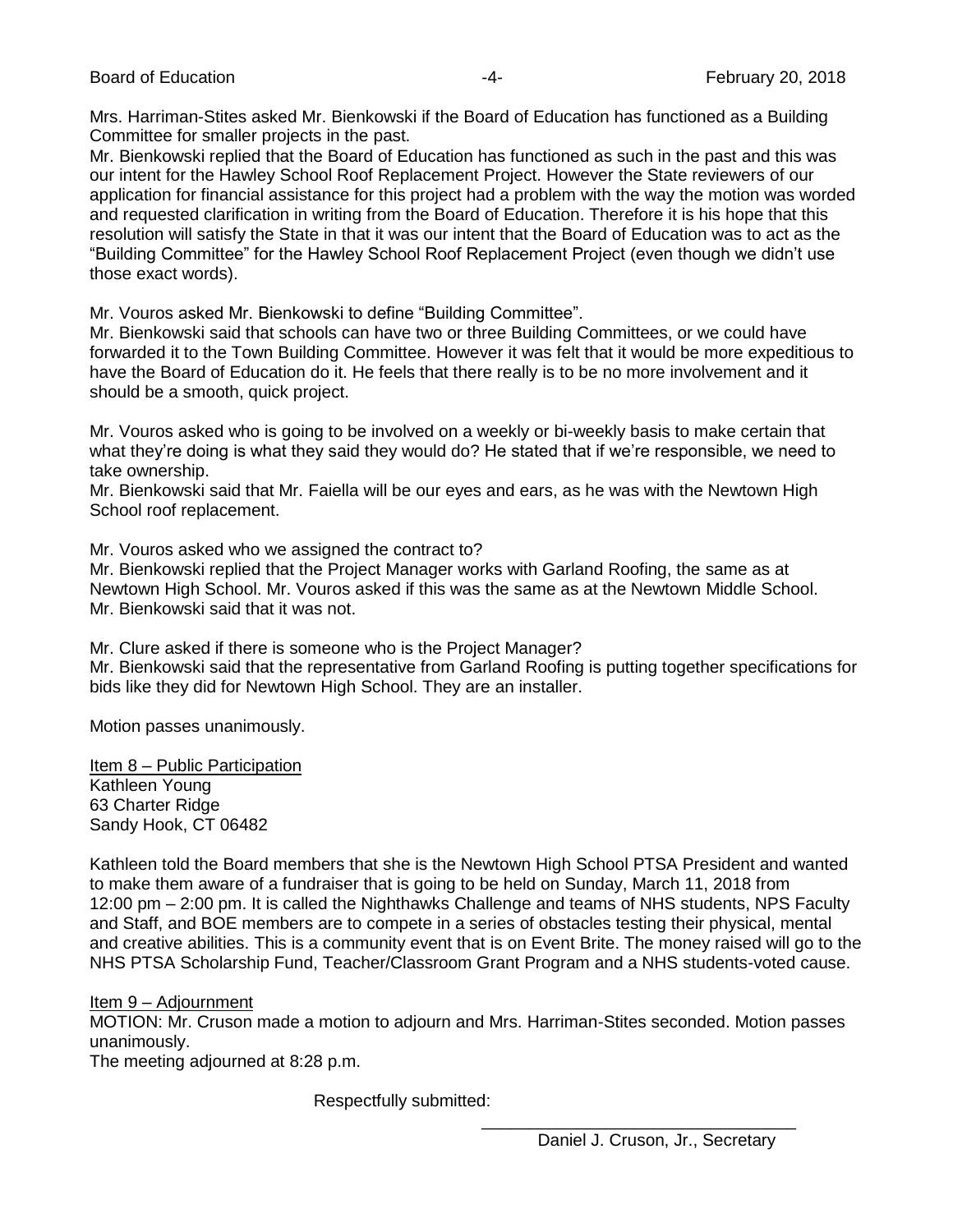Mrs. Harriman-Stites asked Mr. Bienkowski if the Board of Education has functioned as a Building Committee for smaller projects in the past.
Mr. Bienkowski replied that the Board of Education has functioned as such in the past and this was our intent for the Hawley School Roof Replacement Project. However the State reviewers of our application for financial assistance for this project had a problem with the way the motion was worded and requested clarification in writing from the Board of Education. Therefore it is his hope that this resolution will satisfy the State in that it was our intent that the Board of Education was to act as the "Building Committee" for the Hawley School Roof Replacement Project (even though we didn't use those exact words).

Mr. Vouros asked Mr. Bienkowski to define "Building Committee".
Mr. Bienkowski said that schools can have two or three Building Committees, or we could have forwarded it to the Town Building Committee. However it was felt that it would be more expeditious to have the Board of Education do it. He feels that there really is to be no more involvement and it should be a smooth, quick project.

Mr. Vouros asked who is going to be involved on a weekly or bi-weekly basis to make certain that what they're doing is what they said they would do? He stated that if we're responsible, we need to take ownership.
Mr. Bienkowski said that Mr. Faiella will be our eyes and ears, as he was with the Newtown High School roof replacement.

Mr. Vouros asked who we assigned the contract to?
Mr. Bienkowski replied that the Project Manager works with Garland Roofing, the same as at Newtown High School. Mr. Vouros asked if this was the same as at the Newtown Middle School. Mr. Bienkowski said that it was not.

Mr. Clure asked if there is someone who is the Project Manager?
Mr. Bienkowski said that the representative from Garland Roofing is putting together specifications for bids like they did for Newtown High School. They are an installer.

Motion passes unanimously.

Item 8 – Public Participation
Kathleen Young
63 Charter Ridge
Sandy Hook, CT 06482

Kathleen told the Board members that she is the Newtown High School PTSA President and wanted to make them aware of a fundraiser that is going to be held on Sunday, March 11, 2018 from 12:00 pm – 2:00 pm. It is called the Nighthawks Challenge and teams of NHS students, NPS Faculty and Staff, and BOE members are to compete in a series of obstacles testing their physical, mental and creative abilities. This is a community event that is on Event Brite. The money raised will go to the NHS PTSA Scholarship Fund, Teacher/Classroom Grant Program and a NHS students-voted cause.

Item 9 – Adjournment
MOTION: Mr. Cruson made a motion to adjourn and Mrs. Harriman-Stites seconded. Motion passes unanimously.
The meeting adjourned at 8:28 p.m.

Respectfully submitted:

\_\_\_\_\_\_\_\_\_\_\_\_\_\_\_\_\_\_\_\_\_\_\_\_\_\_\_\_\_\_\_\_\_\_
Daniel J. Cruson, Jr., Secretary